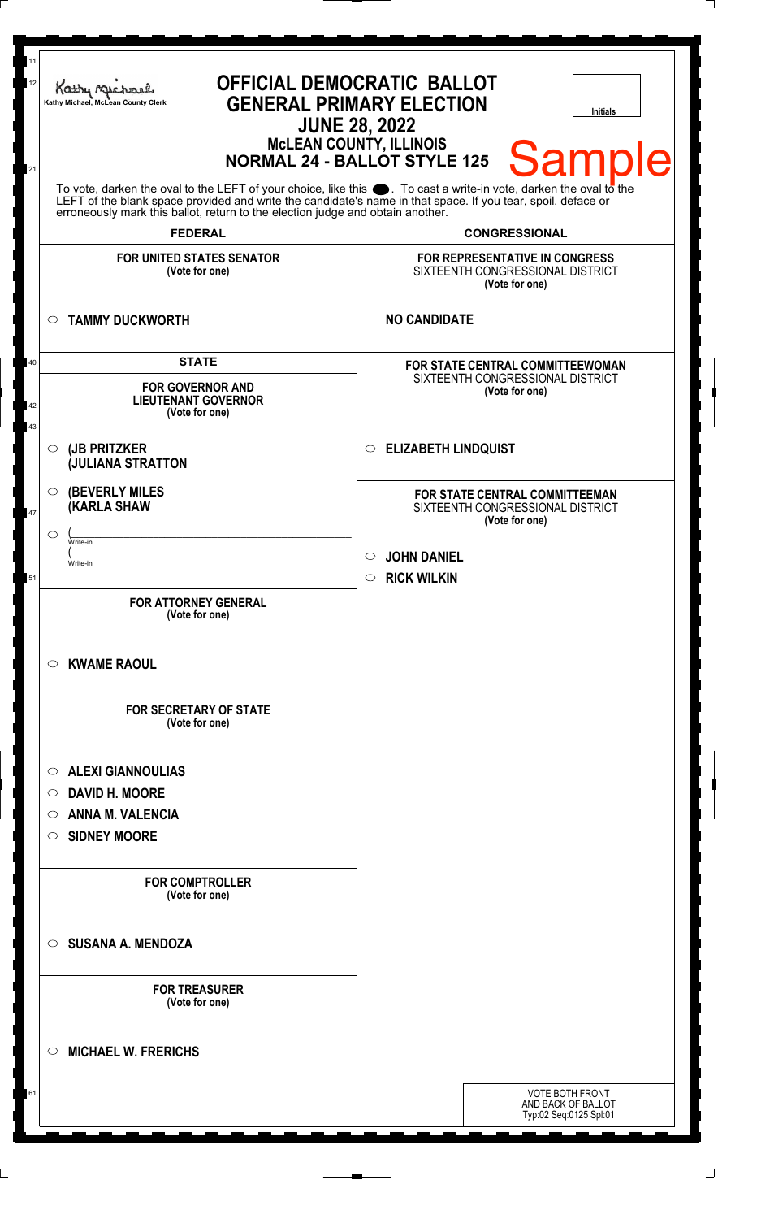Kathy Michael, McLean County Clerk

# OFFICIAL DEMOCRATIC BALLOT
## GENERAL PRIMARY ELECTION
## JUNE 28, 2022
### McLEAN COUNTY, ILLINOIS
### NORMAL 24 - BALLOT STYLE 125

Initials

**Sample**

To vote, darken the oval to the LEFT of your choice, like this ●. To cast a write-in vote, darken the oval to the LEFT of the blank space provided and write the candidate's name in that space. If you tear, spoil, deface or erroneously mark this ballot, return to the election judge and obtain another.

## FEDERAL

**FOR UNITED STATES SENATOR**
(Vote for one)

○ **TAMMY DUCKWORTH**

## STATE

**FOR GOVERNOR AND LIEUTENANT GOVERNOR**
(Vote for one)

○ **(JB PRITZKER**
**(JULIANA STRATTON**

○ **(BEVERLY MILES**
**(KARLA SHAW**

○ (\_\_\_\_\_\_\_\_\_\_\_\_\_\_\_\_\_\_\_\_
Write-in
(\_\_\_\_\_\_\_\_\_\_\_\_\_\_\_\_\_\_\_\_
Write-in

**FOR ATTORNEY GENERAL**
(Vote for one)

○ **KWAME RAOUL**

**FOR SECRETARY OF STATE**
(Vote for one)

○ **ALEXI GIANNOULIAS**
○ **DAVID H. MOORE**
○ **ANNA M. VALENCIA**
○ **SIDNEY MOORE**

**FOR COMPTROLLER**
(Vote for one)

○ **SUSANA A. MENDOZA**

**FOR TREASURER**
(Vote for one)

○ **MICHAEL W. FRERICHS**

## CONGRESSIONAL

**FOR REPRESENTATIVE IN CONGRESS**
SIXTEENTH CONGRESSIONAL DISTRICT
(Vote for one)

**NO CANDIDATE**

**FOR STATE CENTRAL COMMITTEEWOMAN**
SIXTEENTH CONGRESSIONAL DISTRICT
(Vote for one)

○ **ELIZABETH LINDQUIST**

**FOR STATE CENTRAL COMMITTEEMAN**
SIXTEENTH CONGRESSIONAL DISTRICT
(Vote for one)

○ **JOHN DANIEL**
○ **RICK WILKIN**

VOTE BOTH FRONT AND BACK OF BALLOT
Typ:02 Seq:0125 Spl:01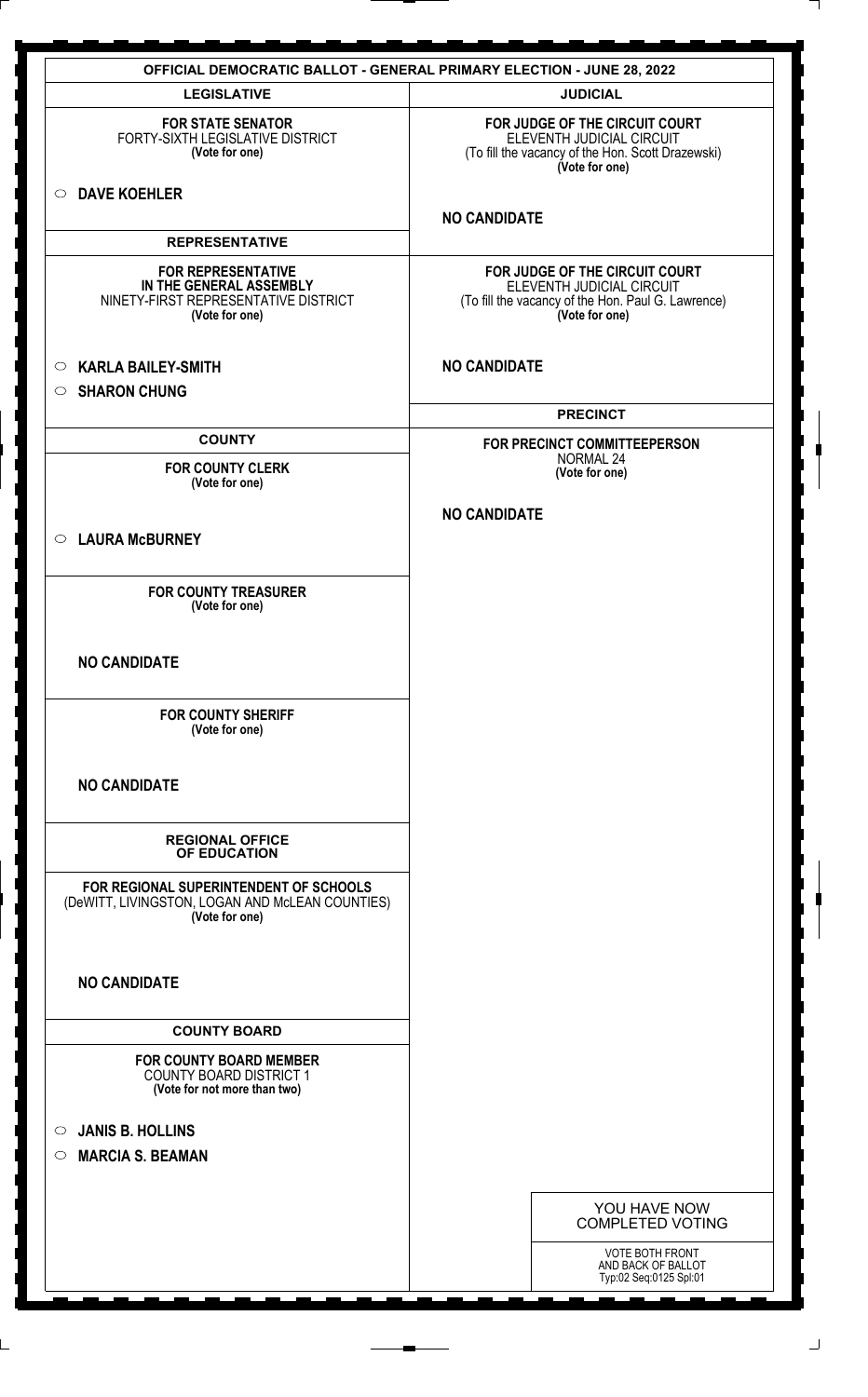# OFFICIAL DEMOCRATIC BALLOT - GENERAL PRIMARY ELECTION - JUNE 28, 2022

## LEGISLATIVE

**FOR STATE SENATOR**
FORTY-SIXTH LEGISLATIVE DISTRICT
**(Vote for one)**

- ○ **DAVE KOEHLER**

## REPRESENTATIVE

**FOR REPRESENTATIVE IN THE GENERAL ASSEMBLY**
NINETY-FIRST REPRESENTATIVE DISTRICT
**(Vote for one)**

- ○ **KARLA BAILEY-SMITH**
- ○ **SHARON CHUNG**

## COUNTY

**FOR COUNTY CLERK**
**(Vote for one)**

- ○ **LAURA McBURNEY**

**FOR COUNTY TREASURER**
**(Vote for one)**

**NO CANDIDATE**

**FOR COUNTY SHERIFF**
**(Vote for one)**

**NO CANDIDATE**

## REGIONAL OFFICE OF EDUCATION

**FOR REGIONAL SUPERINTENDENT OF SCHOOLS**
(DeWITT, LIVINGSTON, LOGAN AND McLEAN COUNTIES)
**(Vote for one)**

**NO CANDIDATE**

## COUNTY BOARD

**FOR COUNTY BOARD MEMBER**
COUNTY BOARD DISTRICT 1
**(Vote for not more than two)**

- ○ **JANIS B. HOLLINS**
- ○ **MARCIA S. BEAMAN**

## JUDICIAL

**FOR JUDGE OF THE CIRCUIT COURT**
ELEVENTH JUDICIAL CIRCUIT
(To fill the vacancy of the Hon. Scott Drazewski)
**(Vote for one)**

**NO CANDIDATE**

**FOR JUDGE OF THE CIRCUIT COURT**
ELEVENTH JUDICIAL CIRCUIT
(To fill the vacancy of the Hon. Paul G. Lawrence)
**(Vote for one)**

**NO CANDIDATE**

## PRECINCT

**FOR PRECINCT COMMITTEEPERSON**
NORMAL 24
**(Vote for one)**

**NO CANDIDATE**

YOU HAVE NOW COMPLETED VOTING

VOTE BOTH FRONT AND BACK OF BALLOT
Typ:02 Seq:0125 Spl:01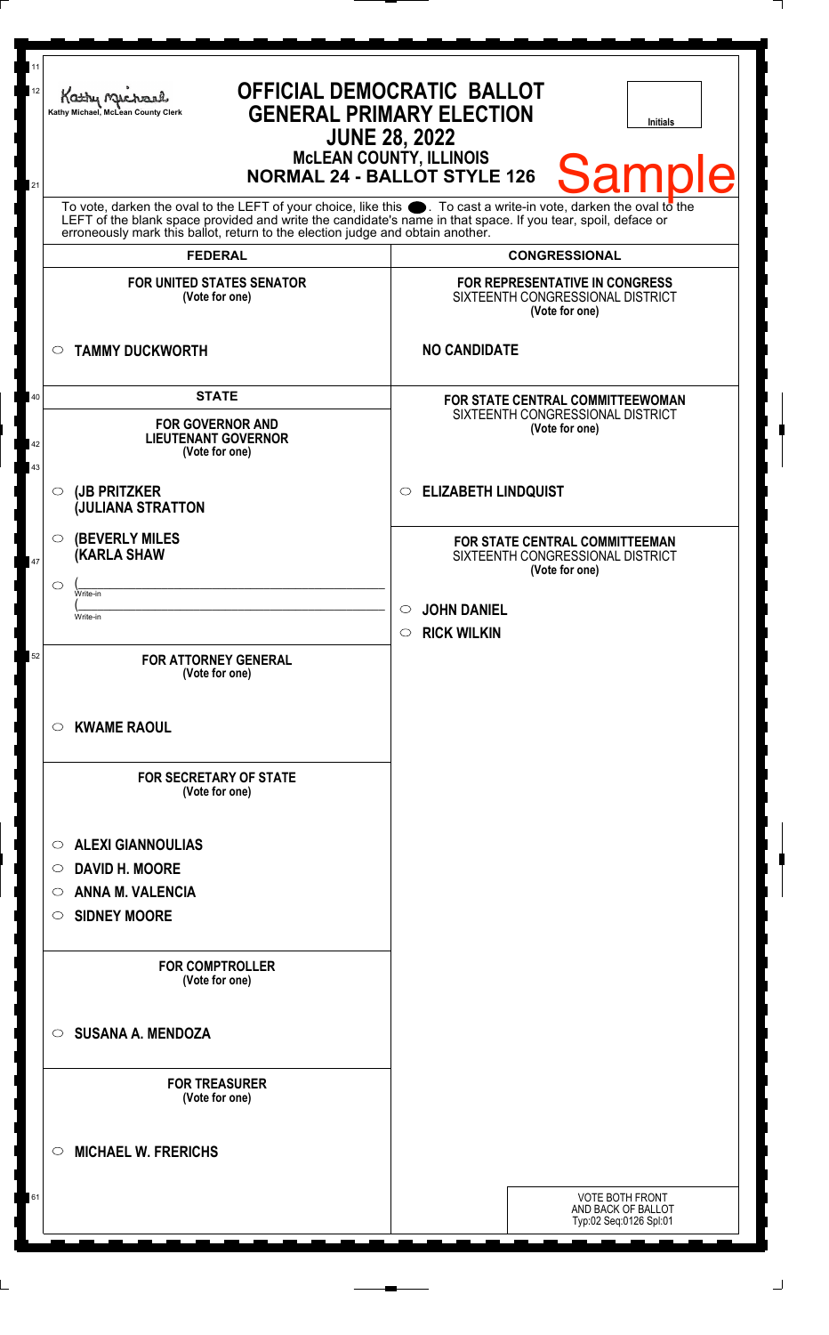Kathy Michael, McLean County Clerk

# OFFICIAL DEMOCRATIC BALLOT
## GENERAL PRIMARY ELECTION
## JUNE 28, 2022
## McLEAN COUNTY, ILLINOIS
## NORMAL 24 - BALLOT STYLE 126

Initials

Sample

To vote, darken the oval to the LEFT of your choice, like this ●. To cast a write-in vote, darken the oval to the LEFT of the blank space provided and write the candidate's name in that space. If you tear, spoil, deface or erroneously mark this ballot, return to the election judge and obtain another.

## FEDERAL

**FOR UNITED STATES SENATOR**
(Vote for one)

○ **TAMMY DUCKWORTH**

## STATE

**FOR GOVERNOR AND LIEUTENANT GOVERNOR**
(Vote for one)

○ **(JB PRITZKER**
**(JULIANA STRATTON**

○ **(BEVERLY MILES**
**(KARLA SHAW**

○ (______________________
Write-in
(______________________
Write-in

**FOR ATTORNEY GENERAL**
(Vote for one)

○ **KWAME RAOUL**

**FOR SECRETARY OF STATE**
(Vote for one)

○ **ALEXI GIANNOULIAS**
○ **DAVID H. MOORE**
○ **ANNA M. VALENCIA**
○ **SIDNEY MOORE**

**FOR COMPTROLLER**
(Vote for one)

○ **SUSANA A. MENDOZA**

**FOR TREASURER**
(Vote for one)

○ **MICHAEL W. FRERICHS**

## CONGRESSIONAL

**FOR REPRESENTATIVE IN CONGRESS**
SIXTEENTH CONGRESSIONAL DISTRICT
(Vote for one)

**NO CANDIDATE**

**FOR STATE CENTRAL COMMITTEEWOMAN**
SIXTEENTH CONGRESSIONAL DISTRICT
(Vote for one)

○ **ELIZABETH LINDQUIST**

**FOR STATE CENTRAL COMMITTEEMAN**
SIXTEENTH CONGRESSIONAL DISTRICT
(Vote for one)

○ **JOHN DANIEL**
○ **RICK WILKIN**

VOTE BOTH FRONT AND BACK OF BALLOT
Typ:02 Seq:0126 Spl:01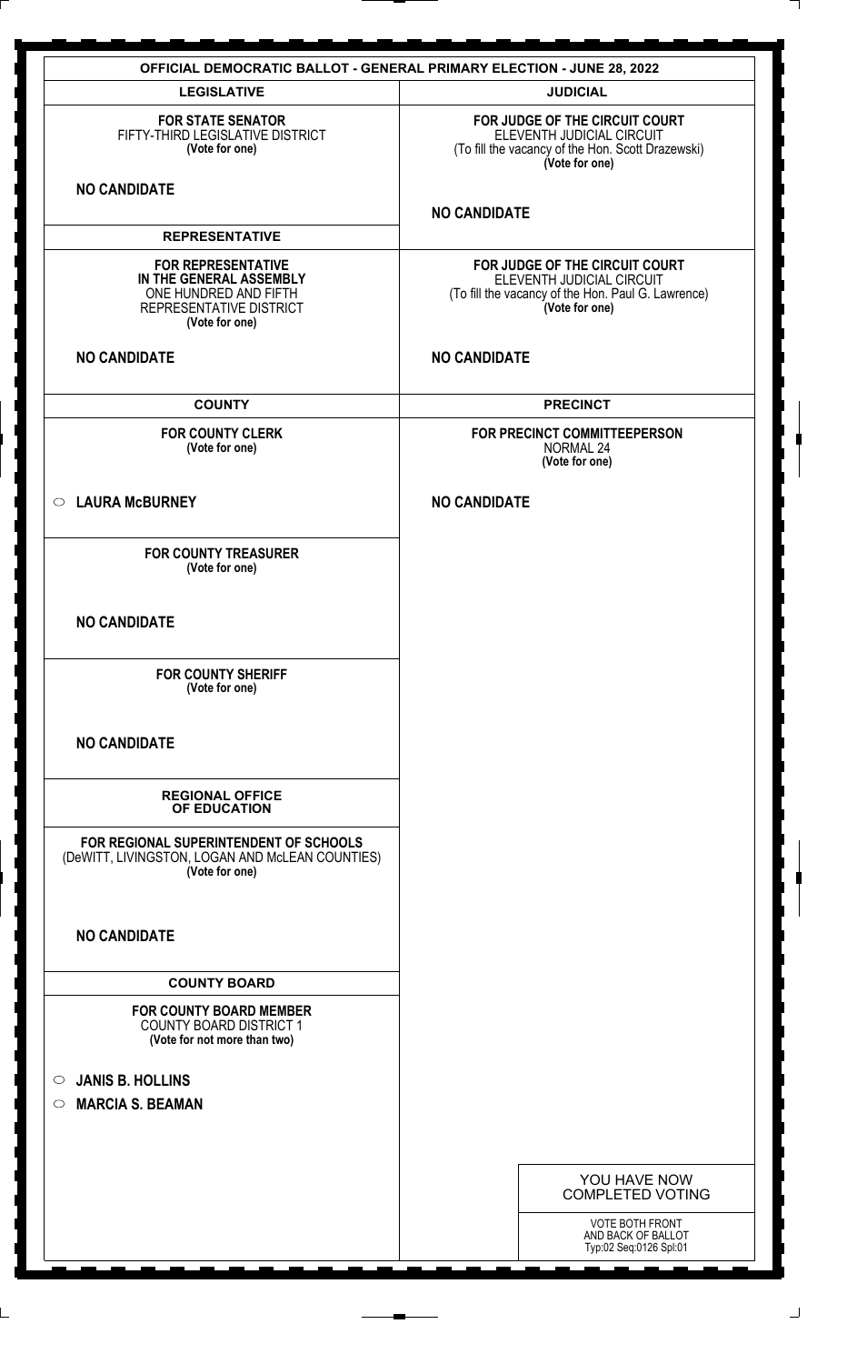# OFFICIAL DEMOCRATIC BALLOT - GENERAL PRIMARY ELECTION - JUNE 28, 2022

## LEGISLATIVE

**FOR STATE SENATOR**
FIFTY-THIRD LEGISLATIVE DISTRICT
**(Vote for one)**

**NO CANDIDATE**

## REPRESENTATIVE

**FOR REPRESENTATIVE IN THE GENERAL ASSEMBLY**
ONE HUNDRED AND FIFTH REPRESENTATIVE DISTRICT
**(Vote for one)**

**NO CANDIDATE**

## COUNTY

**FOR COUNTY CLERK**
**(Vote for one)**

- ○ **LAURA McBURNEY**

**FOR COUNTY TREASURER**
**(Vote for one)**

**NO CANDIDATE**

**FOR COUNTY SHERIFF**
**(Vote for one)**

**NO CANDIDATE**

## REGIONAL OFFICE OF EDUCATION

**FOR REGIONAL SUPERINTENDENT OF SCHOOLS**
(DeWITT, LIVINGSTON, LOGAN AND McLEAN COUNTIES)
**(Vote for one)**

**NO CANDIDATE**

## COUNTY BOARD

**FOR COUNTY BOARD MEMBER**
COUNTY BOARD DISTRICT 1
**(Vote for not more than two)**

- ○ **JANIS B. HOLLINS**
- ○ **MARCIA S. BEAMAN**

## JUDICIAL

**FOR JUDGE OF THE CIRCUIT COURT**
ELEVENTH JUDICIAL CIRCUIT
(To fill the vacancy of the Hon. Scott Drazewski)
**(Vote for one)**

**NO CANDIDATE**

**FOR JUDGE OF THE CIRCUIT COURT**
ELEVENTH JUDICIAL CIRCUIT
(To fill the vacancy of the Hon. Paul G. Lawrence)
**(Vote for one)**

**NO CANDIDATE**

## PRECINCT

**FOR PRECINCT COMMITTEEPERSON**
NORMAL 24
**(Vote for one)**

**NO CANDIDATE**

YOU HAVE NOW COMPLETED VOTING

VOTE BOTH FRONT AND BACK OF BALLOT
Typ:02 Seq:0126 Spl:01